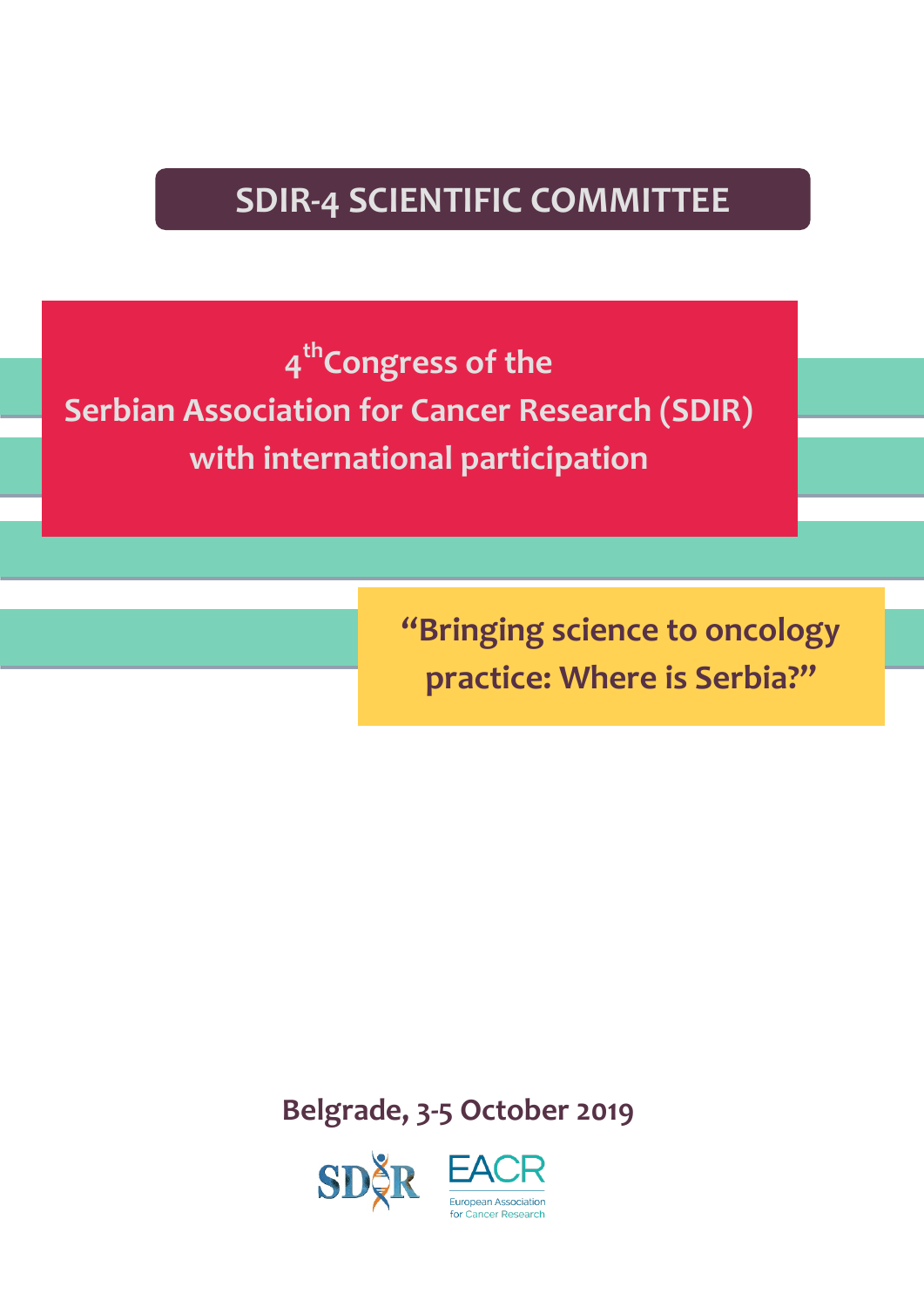# SDIR-4 SCIENTIFIC COMMITTEE

## 4th Congress of the Serbian Association for Cancer Research (SDIR) with international participation

**"Bringing science to oncology practice: Where is Serbia?"**

**Belgrade, 3-5 October 2019**

SDIR EACR European Association for Cancer Research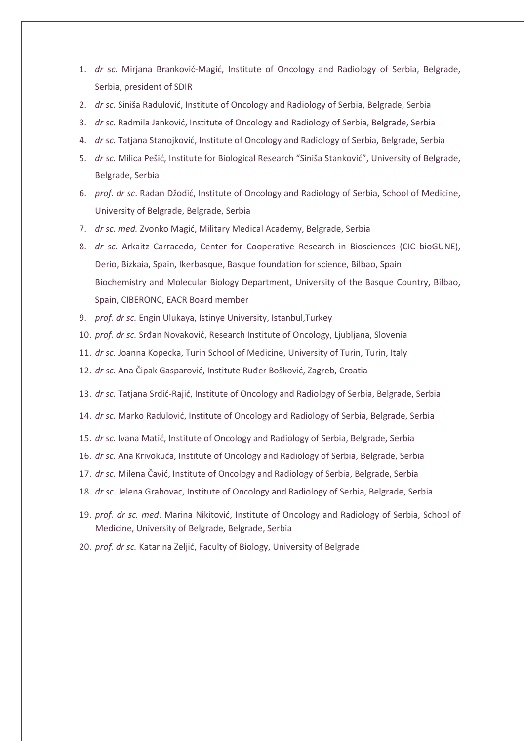1. *dr sc.* Mirjana Branković-Magić, Institute of Oncology and Radiology of Serbia, Belgrade, Serbia, president of SDIR
2. *dr sc.* Siniša Radulović, Institute of Oncology and Radiology of Serbia, Belgrade, Serbia
3. *dr sc.* Radmila Janković, Institute of Oncology and Radiology of Serbia, Belgrade, Serbia
4. *dr sc.* Tatjana Stanojković, Institute of Oncology and Radiology of Serbia, Belgrade, Serbia
5. *dr sc.* Milica Pešić, Institute for Biological Research "Siniša Stanković", University of Belgrade, Belgrade, Serbia
6. *prof. dr sc*. Radan Džodić, Institute of Oncology and Radiology of Serbia, School of Medicine, University of Belgrade, Belgrade, Serbia
7. *dr sc. med.* Zvonko Magić, Military Medical Academy, Belgrade, Serbia
8. *dr sc.* Arkaitz Carracedo, Center for Cooperative Research in Biosciences (CIC bioGUNE), Derio, Bizkaia, Spain, Ikerbasque, Basque foundation for science, Bilbao, Spain  
   Biochemistry and Molecular Biology Department, University of the Basque Country, Bilbao, Spain, CIBERONC, EACR Board member
9. *prof. dr sc.* Engin Ulukaya, Istinye University, Istanbul,Turkey
10. *prof. dr sc.* Srđan Novaković, Research Institute of Oncology, Ljubljana, Slovenia
11. *dr sc*. Joanna Kopecka, Turin School of Medicine, University of Turin, Turin, Italy
12. *dr sc.* Ana Čipak Gasparović, Institute Ruđer Bošković, Zagreb, Croatia
13. *dr sc.* Tatjana Srdić-Rajić, Institute of Oncology and Radiology of Serbia, Belgrade, Serbia
14. *dr sc.* Marko Radulović, Institute of Oncology and Radiology of Serbia, Belgrade, Serbia
15. *dr sc.* Ivana Matić, Institute of Oncology and Radiology of Serbia, Belgrade, Serbia
16. *dr sc.* Ana Krivokuća, Institute of Oncology and Radiology of Serbia, Belgrade, Serbia
17. *dr sc.* Milena Čavić, Institute of Oncology and Radiology of Serbia, Belgrade, Serbia
18. *dr sc.* Jelena Grahovac, Institute of Oncology and Radiology of Serbia, Belgrade, Serbia
19. *prof. dr sc. med*. Marina Nikitović, Institute of Oncology and Radiology of Serbia, School of Medicine, University of Belgrade, Belgrade, Serbia
20. *prof. dr sc.* Katarina Zeljić, Faculty of Biology, University of Belgrade